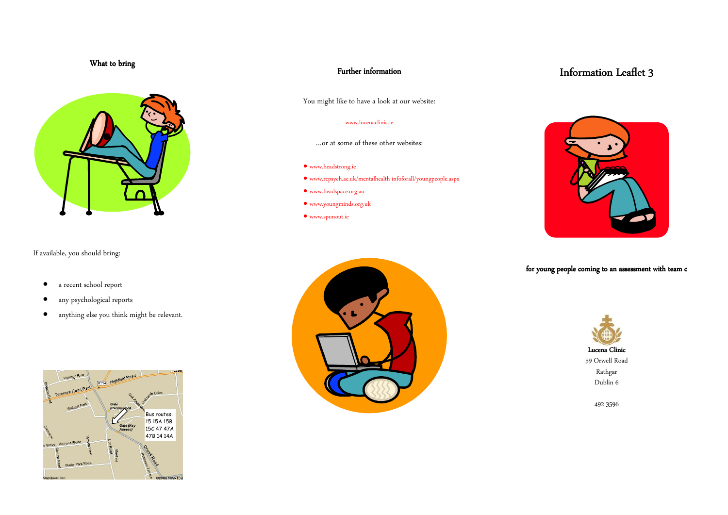## What to bring

If available, you should bring:

- a recent school report
- any psychological reports
- anything else you think might be relevant.

## Further information

You might like to have a look at our website:

www.lucenaclinic.ie

...or at some of these other websites:

- www.headstrong.ie
- www.rcpsych.ac.uk/mentalhealth infoforall/youngpeople.aspx
- www.headspace.org.au
- www.youngminds.org.uk
- www.spunout.ie

# Information Leaflet 3

**for young people coming to an assessment with team c**

**Lucena Clinic**
59 Orwell Road
Rathgar
Dublin 6

492 3596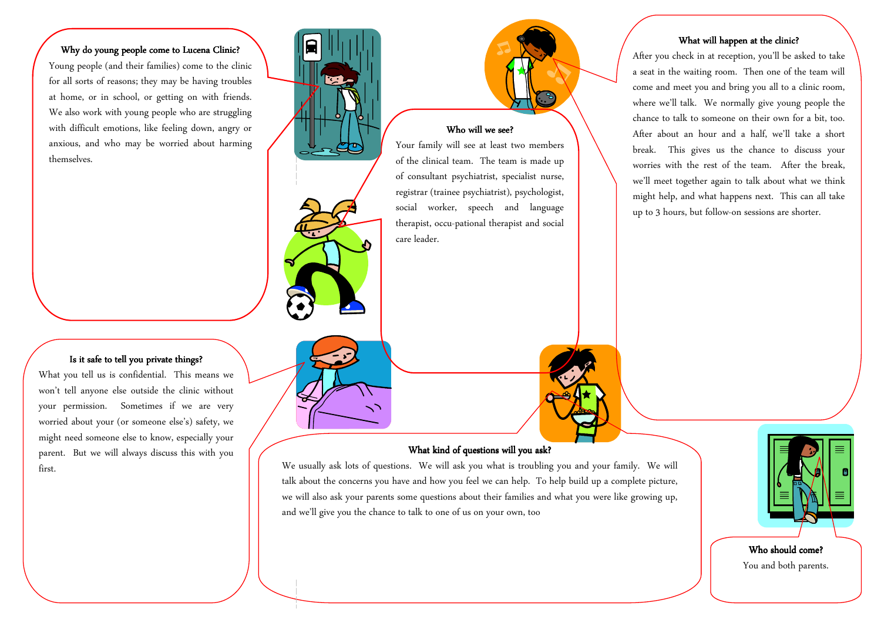### Why do young people come to Lucena Clinic?

Young people (and their families) come to the clinic for all sorts of reasons; they may be having troubles at home, or in school, or getting on with friends. We also work with young people who are struggling with difficult emotions, like feeling down, angry or anxious, and who may be worried about harming themselves.

### Who will we see?

Your family will see at least two members of the clinical team. The team is made up of consultant psychiatrist, specialist nurse, registrar (trainee psychiatrist), psychologist, social worker, speech and language therapist, occu-pational therapist and social care leader.

### What will happen at the clinic?

After you check in at reception, you'll be asked to take a seat in the waiting room. Then one of the team will come and meet you and bring you all to a clinic room, where we'll talk. We normally give young people the chance to talk to someone on their own for a bit, too. After about an hour and a half, we'll take a short break. This gives us the chance to discuss your worries with the rest of the team. After the break, we'll meet together again to talk about what we think might help, and what happens next. This can all take up to 3 hours, but follow-on sessions are shorter.

### Is it safe to tell you private things?

What you tell us is confidential. This means we won't tell anyone else outside the clinic without your permission. Sometimes if we are very worried about your (or someone else's) safety, we might need someone else to know, especially your parent. But we will always discuss this with you first.

### What kind of questions will you ask?

We usually ask lots of questions. We will ask you what is troubling you and your family. We will talk about the concerns you have and how you feel we can help. To help build up a complete picture, we will also ask your parents some questions about their families and what you were like growing up, and we'll give you the chance to talk to one of us on your own, too

### Who should come?

You and both parents.